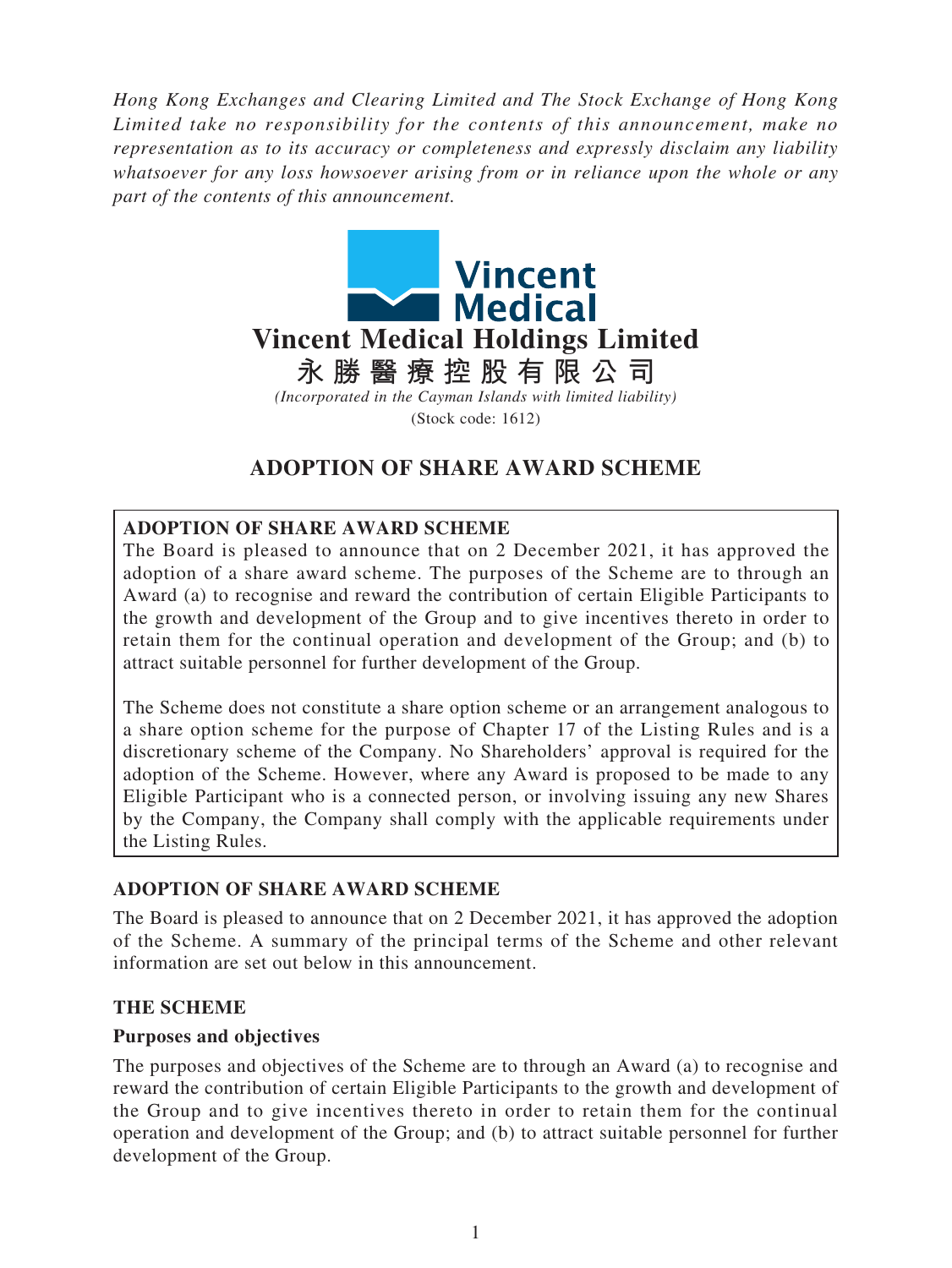*Hong Kong Exchanges and Clearing Limited and The Stock Exchange of Hong Kong Limited take no responsibility for the contents of this announcement, make no representation as to its accuracy or completeness and expressly disclaim any liability whatsoever for any loss howsoever arising from or in reliance upon the whole or any part of the contents of this announcement.*

Vincent Medical

**Vincent Medical Holdings Limited**

**永勝醫療控股有限公司**

*(Incorporated in the Cayman Islands with limited liability)*

(Stock code: 1612)

# ADOPTION OF SHARE AWARD SCHEME

**ADOPTION OF SHARE AWARD SCHEME**

The Board is pleased to announce that on 2 December 2021, it has approved the adoption of a share award scheme. The purposes of the Scheme are to through an Award (a) to recognise and reward the contribution of certain Eligible Participants to the growth and development of the Group and to give incentives thereto in order to retain them for the continual operation and development of the Group; and (b) to attract suitable personnel for further development of the Group.

The Scheme does not constitute a share option scheme or an arrangement analogous to a share option scheme for the purpose of Chapter 17 of the Listing Rules and is a discretionary scheme of the Company. No Shareholders' approval is required for the adoption of the Scheme. However, where any Award is proposed to be made to any Eligible Participant who is a connected person, or involving issuing any new Shares by the Company, the Company shall comply with the applicable requirements under the Listing Rules.

## ADOPTION OF SHARE AWARD SCHEME

The Board is pleased to announce that on 2 December 2021, it has approved the adoption of the Scheme. A summary of the principal terms of the Scheme and other relevant information are set out below in this announcement.

## THE SCHEME

### Purposes and objectives

The purposes and objectives of the Scheme are to through an Award (a) to recognise and reward the contribution of certain Eligible Participants to the growth and development of the Group and to give incentives thereto in order to retain them for the continual operation and development of the Group; and (b) to attract suitable personnel for further development of the Group.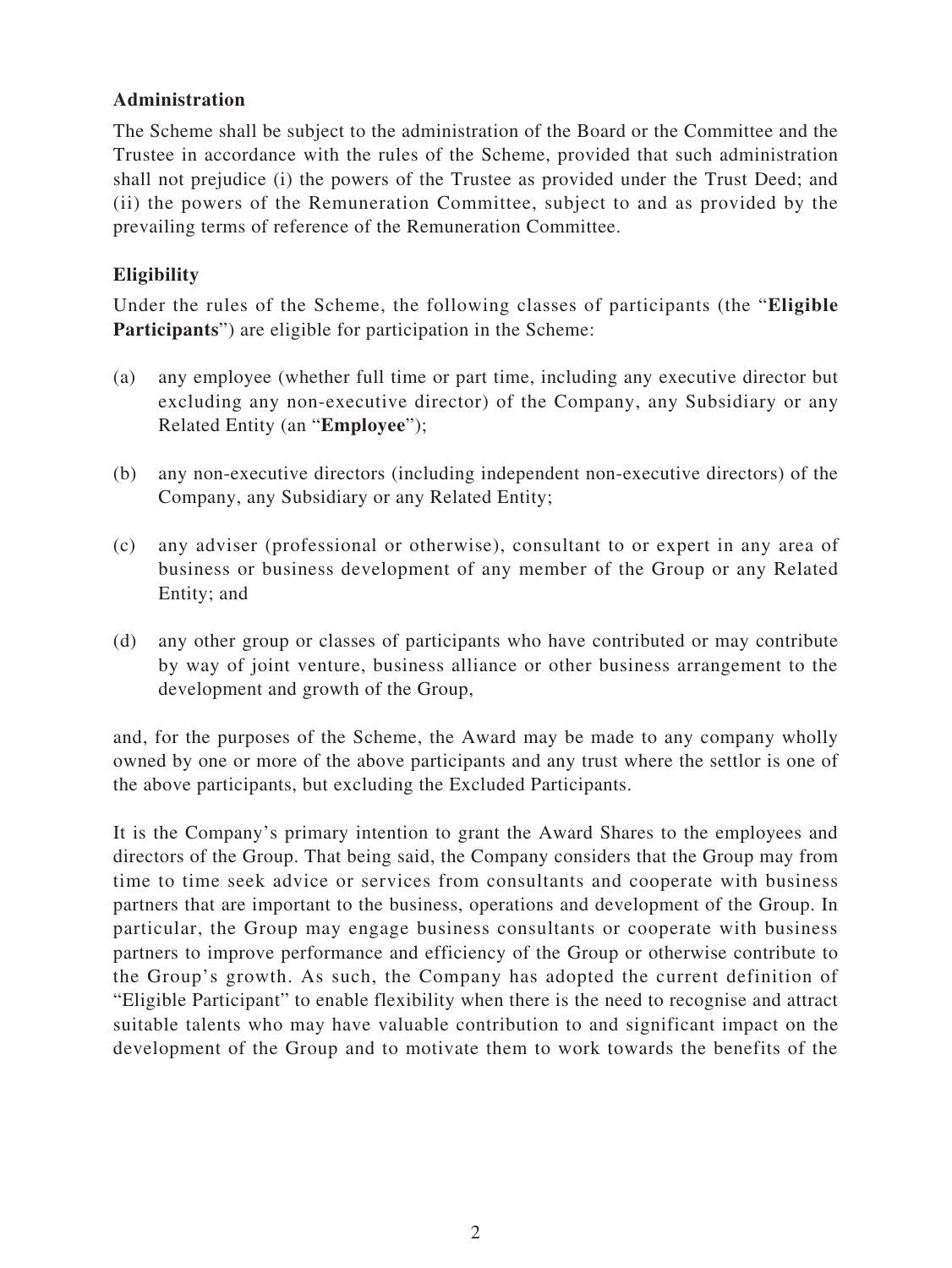**Administration**

The Scheme shall be subject to the administration of the Board or the Committee and the Trustee in accordance with the rules of the Scheme, provided that such administration shall not prejudice (i) the powers of the Trustee as provided under the Trust Deed; and (ii) the powers of the Remuneration Committee, subject to and as provided by the prevailing terms of reference of the Remuneration Committee.

**Eligibility**

Under the rules of the Scheme, the following classes of participants (the "**Eligible Participants**") are eligible for participation in the Scheme:

(a) any employee (whether full time or part time, including any executive director but excluding any non-executive director) of the Company, any Subsidiary or any Related Entity (an "**Employee**");

(b) any non-executive directors (including independent non-executive directors) of the Company, any Subsidiary or any Related Entity;

(c) any adviser (professional or otherwise), consultant to or expert in any area of business or business development of any member of the Group or any Related Entity; and

(d) any other group or classes of participants who have contributed or may contribute by way of joint venture, business alliance or other business arrangement to the development and growth of the Group,

and, for the purposes of the Scheme, the Award may be made to any company wholly owned by one or more of the above participants and any trust where the settlor is one of the above participants, but excluding the Excluded Participants.

It is the Company's primary intention to grant the Award Shares to the employees and directors of the Group. That being said, the Company considers that the Group may from time to time seek advice or services from consultants and cooperate with business partners that are important to the business, operations and development of the Group. In particular, the Group may engage business consultants or cooperate with business partners to improve performance and efficiency of the Group or otherwise contribute to the Group's growth. As such, the Company has adopted the current definition of "Eligible Participant" to enable flexibility when there is the need to recognise and attract suitable talents who may have valuable contribution to and significant impact on the development of the Group and to motivate them to work towards the benefits of the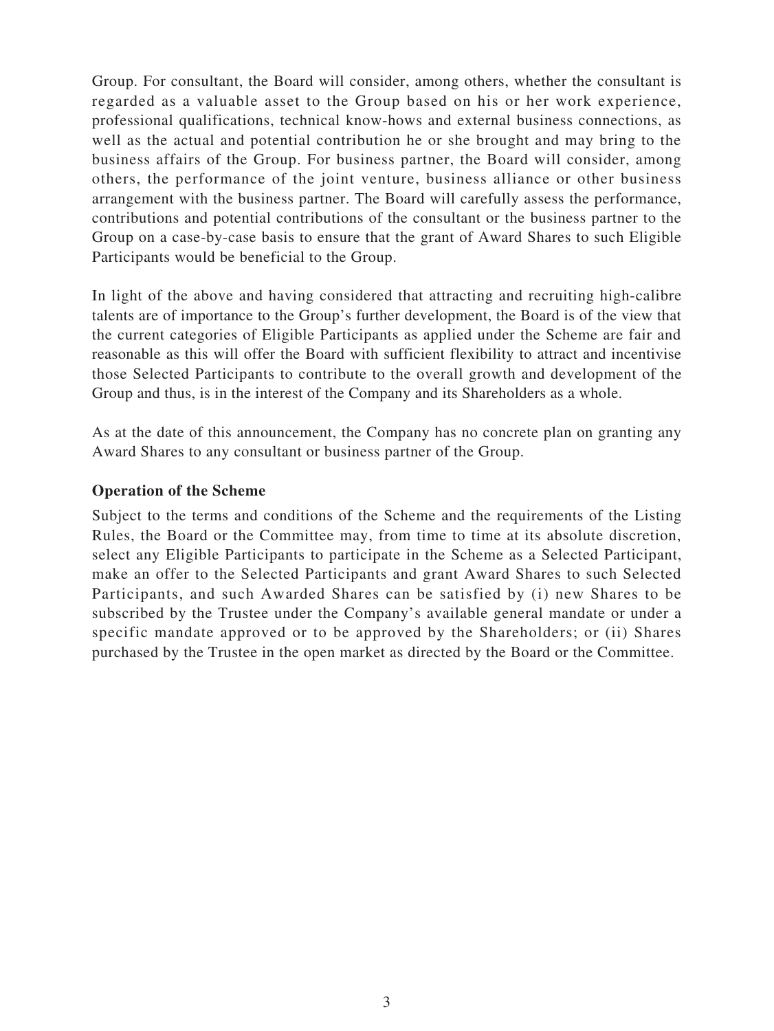Group. For consultant, the Board will consider, among others, whether the consultant is regarded as a valuable asset to the Group based on his or her work experience, professional qualifications, technical know-hows and external business connections, as well as the actual and potential contribution he or she brought and may bring to the business affairs of the Group. For business partner, the Board will consider, among others, the performance of the joint venture, business alliance or other business arrangement with the business partner. The Board will carefully assess the performance, contributions and potential contributions of the consultant or the business partner to the Group on a case-by-case basis to ensure that the grant of Award Shares to such Eligible Participants would be beneficial to the Group.

In light of the above and having considered that attracting and recruiting high-calibre talents are of importance to the Group's further development, the Board is of the view that the current categories of Eligible Participants as applied under the Scheme are fair and reasonable as this will offer the Board with sufficient flexibility to attract and incentivise those Selected Participants to contribute to the overall growth and development of the Group and thus, is in the interest of the Company and its Shareholders as a whole.

As at the date of this announcement, the Company has no concrete plan on granting any Award Shares to any consultant or business partner of the Group.

**Operation of the Scheme**

Subject to the terms and conditions of the Scheme and the requirements of the Listing Rules, the Board or the Committee may, from time to time at its absolute discretion, select any Eligible Participants to participate in the Scheme as a Selected Participant, make an offer to the Selected Participants and grant Award Shares to such Selected Participants, and such Awarded Shares can be satisfied by (i) new Shares to be subscribed by the Trustee under the Company's available general mandate or under a specific mandate approved or to be approved by the Shareholders; or (ii) Shares purchased by the Trustee in the open market as directed by the Board or the Committee.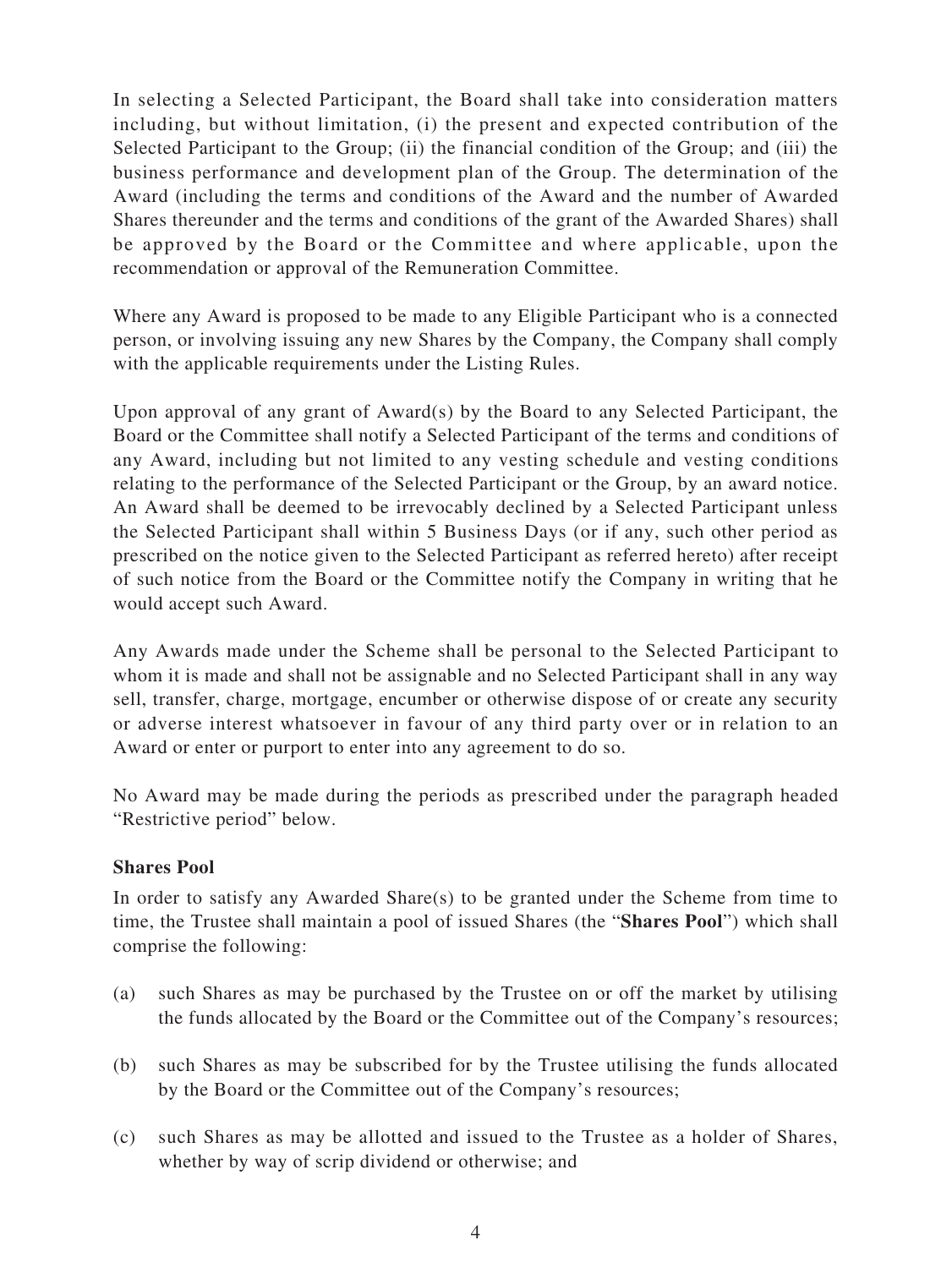In selecting a Selected Participant, the Board shall take into consideration matters including, but without limitation, (i) the present and expected contribution of the Selected Participant to the Group; (ii) the financial condition of the Group; and (iii) the business performance and development plan of the Group. The determination of the Award (including the terms and conditions of the Award and the number of Awarded Shares thereunder and the terms and conditions of the grant of the Awarded Shares) shall be approved by the Board or the Committee and where applicable, upon the recommendation or approval of the Remuneration Committee.

Where any Award is proposed to be made to any Eligible Participant who is a connected person, or involving issuing any new Shares by the Company, the Company shall comply with the applicable requirements under the Listing Rules.

Upon approval of any grant of Award(s) by the Board to any Selected Participant, the Board or the Committee shall notify a Selected Participant of the terms and conditions of any Award, including but not limited to any vesting schedule and vesting conditions relating to the performance of the Selected Participant or the Group, by an award notice. An Award shall be deemed to be irrevocably declined by a Selected Participant unless the Selected Participant shall within 5 Business Days (or if any, such other period as prescribed on the notice given to the Selected Participant as referred hereto) after receipt of such notice from the Board or the Committee notify the Company in writing that he would accept such Award.

Any Awards made under the Scheme shall be personal to the Selected Participant to whom it is made and shall not be assignable and no Selected Participant shall in any way sell, transfer, charge, mortgage, encumber or otherwise dispose of or create any security or adverse interest whatsoever in favour of any third party over or in relation to an Award or enter or purport to enter into any agreement to do so.

No Award may be made during the periods as prescribed under the paragraph headed "Restrictive period" below.

**Shares Pool**

In order to satisfy any Awarded Share(s) to be granted under the Scheme from time to time, the Trustee shall maintain a pool of issued Shares (the "**Shares Pool**") which shall comprise the following:

(a) such Shares as may be purchased by the Trustee on or off the market by utilising the funds allocated by the Board or the Committee out of the Company's resources;

(b) such Shares as may be subscribed for by the Trustee utilising the funds allocated by the Board or the Committee out of the Company's resources;

(c) such Shares as may be allotted and issued to the Trustee as a holder of Shares, whether by way of scrip dividend or otherwise; and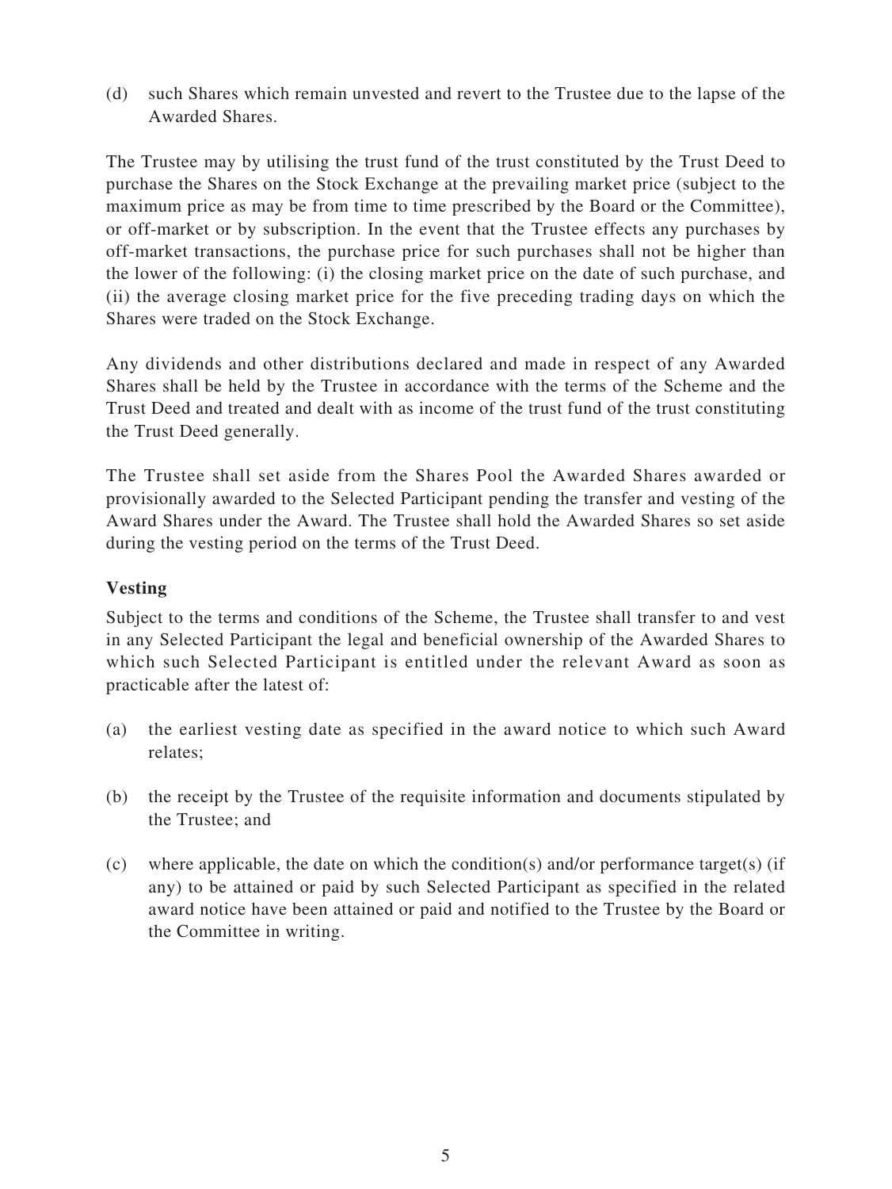(d) such Shares which remain unvested and revert to the Trustee due to the lapse of the Awarded Shares.

The Trustee may by utilising the trust fund of the trust constituted by the Trust Deed to purchase the Shares on the Stock Exchange at the prevailing market price (subject to the maximum price as may be from time to time prescribed by the Board or the Committee), or off-market or by subscription. In the event that the Trustee effects any purchases by off-market transactions, the purchase price for such purchases shall not be higher than the lower of the following: (i) the closing market price on the date of such purchase, and (ii) the average closing market price for the five preceding trading days on which the Shares were traded on the Stock Exchange.

Any dividends and other distributions declared and made in respect of any Awarded Shares shall be held by the Trustee in accordance with the terms of the Scheme and the Trust Deed and treated and dealt with as income of the trust fund of the trust constituting the Trust Deed generally.

The Trustee shall set aside from the Shares Pool the Awarded Shares awarded or provisionally awarded to the Selected Participant pending the transfer and vesting of the Award Shares under the Award. The Trustee shall hold the Awarded Shares so set aside during the vesting period on the terms of the Trust Deed.

**Vesting**

Subject to the terms and conditions of the Scheme, the Trustee shall transfer to and vest in any Selected Participant the legal and beneficial ownership of the Awarded Shares to which such Selected Participant is entitled under the relevant Award as soon as practicable after the latest of:

(a) the earliest vesting date as specified in the award notice to which such Award relates;

(b) the receipt by the Trustee of the requisite information and documents stipulated by the Trustee; and

(c) where applicable, the date on which the condition(s) and/or performance target(s) (if any) to be attained or paid by such Selected Participant as specified in the related award notice have been attained or paid and notified to the Trustee by the Board or the Committee in writing.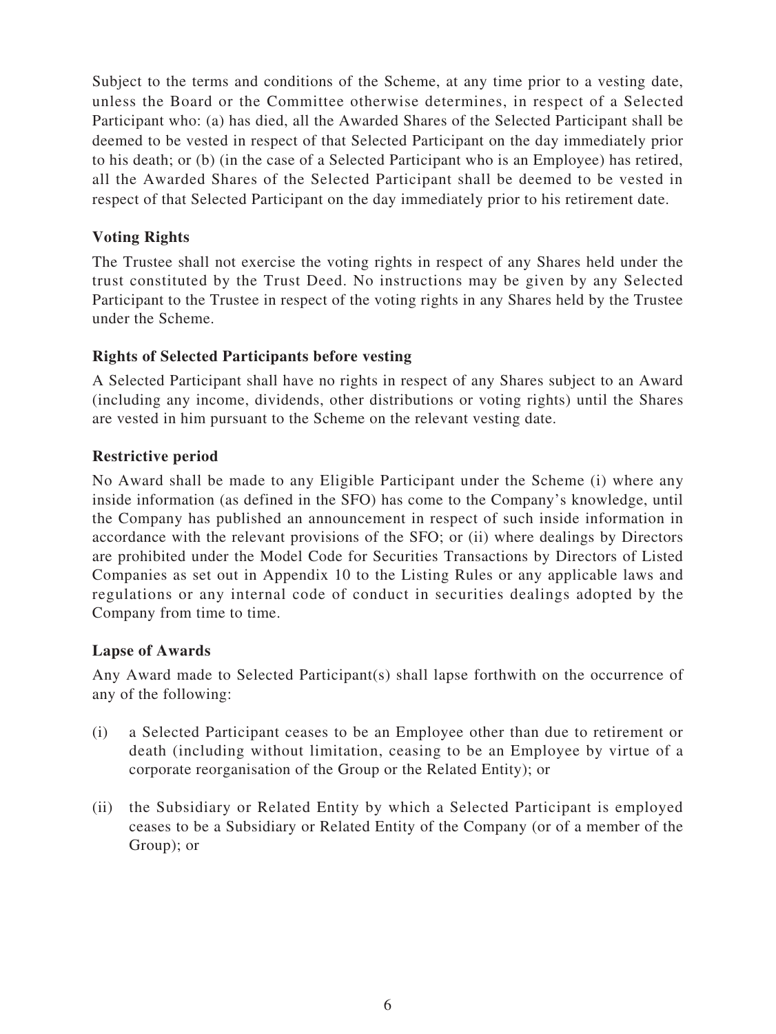Subject to the terms and conditions of the Scheme, at any time prior to a vesting date, unless the Board or the Committee otherwise determines, in respect of a Selected Participant who: (a) has died, all the Awarded Shares of the Selected Participant shall be deemed to be vested in respect of that Selected Participant on the day immediately prior to his death; or (b) (in the case of a Selected Participant who is an Employee) has retired, all the Awarded Shares of the Selected Participant shall be deemed to be vested in respect of that Selected Participant on the day immediately prior to his retirement date.

**Voting Rights**

The Trustee shall not exercise the voting rights in respect of any Shares held under the trust constituted by the Trust Deed. No instructions may be given by any Selected Participant to the Trustee in respect of the voting rights in any Shares held by the Trustee under the Scheme.

**Rights of Selected Participants before vesting**

A Selected Participant shall have no rights in respect of any Shares subject to an Award (including any income, dividends, other distributions or voting rights) until the Shares are vested in him pursuant to the Scheme on the relevant vesting date.

**Restrictive period**

No Award shall be made to any Eligible Participant under the Scheme (i) where any inside information (as defined in the SFO) has come to the Company's knowledge, until the Company has published an announcement in respect of such inside information in accordance with the relevant provisions of the SFO; or (ii) where dealings by Directors are prohibited under the Model Code for Securities Transactions by Directors of Listed Companies as set out in Appendix 10 to the Listing Rules or any applicable laws and regulations or any internal code of conduct in securities dealings adopted by the Company from time to time.

**Lapse of Awards**

Any Award made to Selected Participant(s) shall lapse forthwith on the occurrence of any of the following:

(i) a Selected Participant ceases to be an Employee other than due to retirement or death (including without limitation, ceasing to be an Employee by virtue of a corporate reorganisation of the Group or the Related Entity); or

(ii) the Subsidiary or Related Entity by which a Selected Participant is employed ceases to be a Subsidiary or Related Entity of the Company (or of a member of the Group); or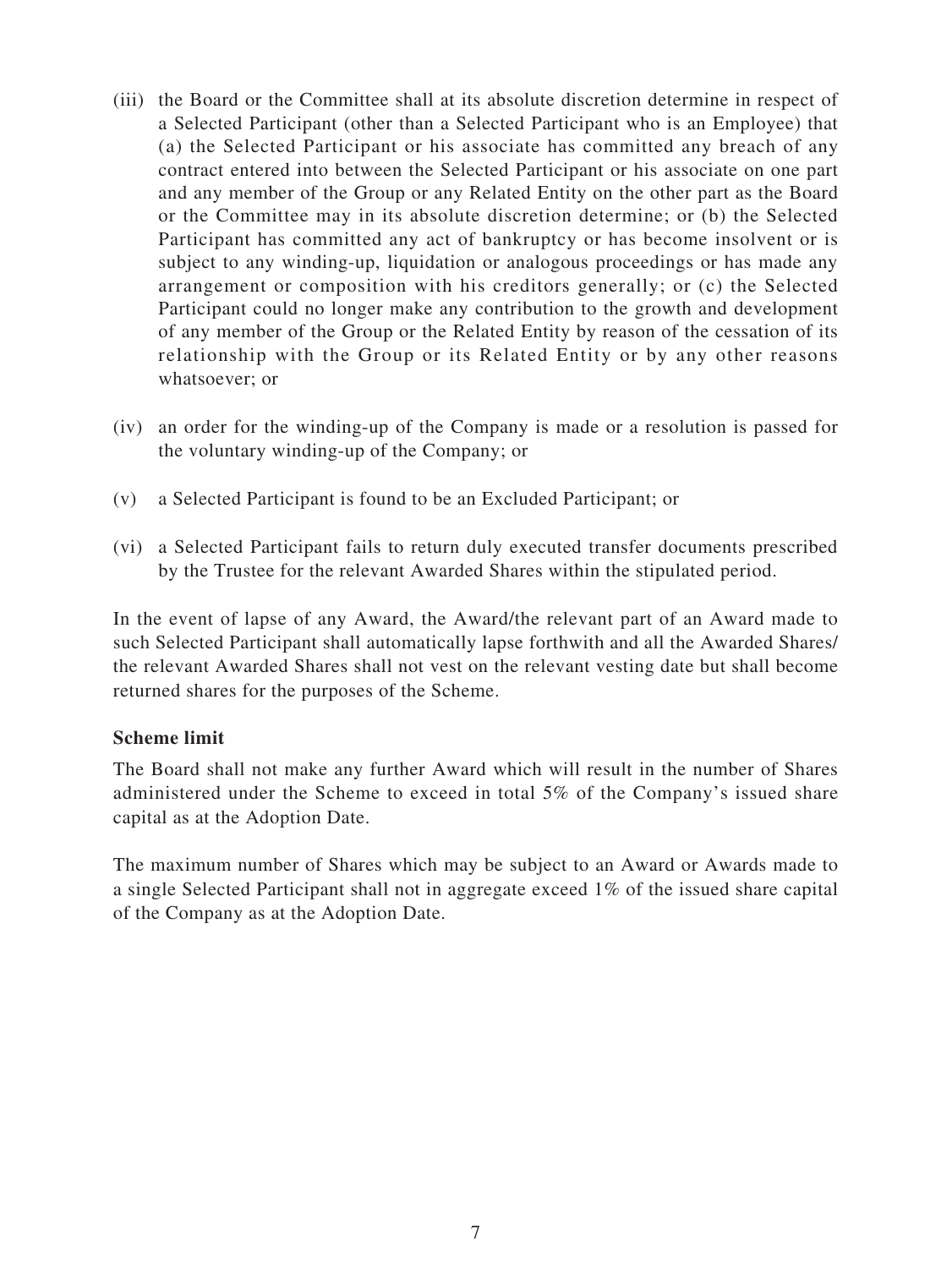(iii) the Board or the Committee shall at its absolute discretion determine in respect of a Selected Participant (other than a Selected Participant who is an Employee) that (a) the Selected Participant or his associate has committed any breach of any contract entered into between the Selected Participant or his associate on one part and any member of the Group or any Related Entity on the other part as the Board or the Committee may in its absolute discretion determine; or (b) the Selected Participant has committed any act of bankruptcy or has become insolvent or is subject to any winding-up, liquidation or analogous proceedings or has made any arrangement or composition with his creditors generally; or (c) the Selected Participant could no longer make any contribution to the growth and development of any member of the Group or the Related Entity by reason of the cessation of its relationship with the Group or its Related Entity or by any other reasons whatsoever; or

(iv) an order for the winding-up of the Company is made or a resolution is passed for the voluntary winding-up of the Company; or

(v) a Selected Participant is found to be an Excluded Participant; or

(vi) a Selected Participant fails to return duly executed transfer documents prescribed by the Trustee for the relevant Awarded Shares within the stipulated period.

In the event of lapse of any Award, the Award/the relevant part of an Award made to such Selected Participant shall automatically lapse forthwith and all the Awarded Shares/ the relevant Awarded Shares shall not vest on the relevant vesting date but shall become returned shares for the purposes of the Scheme.

**Scheme limit**

The Board shall not make any further Award which will result in the number of Shares administered under the Scheme to exceed in total 5% of the Company's issued share capital as at the Adoption Date.

The maximum number of Shares which may be subject to an Award or Awards made to a single Selected Participant shall not in aggregate exceed 1% of the issued share capital of the Company as at the Adoption Date.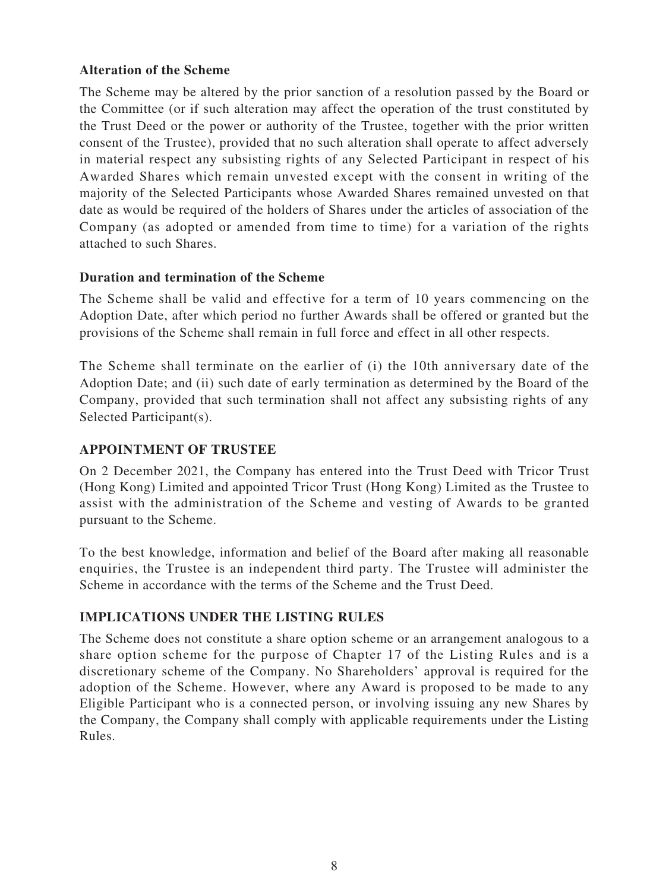**Alteration of the Scheme**

The Scheme may be altered by the prior sanction of a resolution passed by the Board or the Committee (or if such alteration may affect the operation of the trust constituted by the Trust Deed or the power or authority of the Trustee, together with the prior written consent of the Trustee), provided that no such alteration shall operate to affect adversely in material respect any subsisting rights of any Selected Participant in respect of his Awarded Shares which remain unvested except with the consent in writing of the majority of the Selected Participants whose Awarded Shares remained unvested on that date as would be required of the holders of Shares under the articles of association of the Company (as adopted or amended from time to time) for a variation of the rights attached to such Shares.

**Duration and termination of the Scheme**

The Scheme shall be valid and effective for a term of 10 years commencing on the Adoption Date, after which period no further Awards shall be offered or granted but the provisions of the Scheme shall remain in full force and effect in all other respects.

The Scheme shall terminate on the earlier of (i) the 10th anniversary date of the Adoption Date; and (ii) such date of early termination as determined by the Board of the Company, provided that such termination shall not affect any subsisting rights of any Selected Participant(s).

## APPOINTMENT OF TRUSTEE

On 2 December 2021, the Company has entered into the Trust Deed with Tricor Trust (Hong Kong) Limited and appointed Tricor Trust (Hong Kong) Limited as the Trustee to assist with the administration of the Scheme and vesting of Awards to be granted pursuant to the Scheme.

To the best knowledge, information and belief of the Board after making all reasonable enquiries, the Trustee is an independent third party. The Trustee will administer the Scheme in accordance with the terms of the Scheme and the Trust Deed.

## IMPLICATIONS UNDER THE LISTING RULES

The Scheme does not constitute a share option scheme or an arrangement analogous to a share option scheme for the purpose of Chapter 17 of the Listing Rules and is a discretionary scheme of the Company. No Shareholders' approval is required for the adoption of the Scheme. However, where any Award is proposed to be made to any Eligible Participant who is a connected person, or involving issuing any new Shares by the Company, the Company shall comply with applicable requirements under the Listing Rules.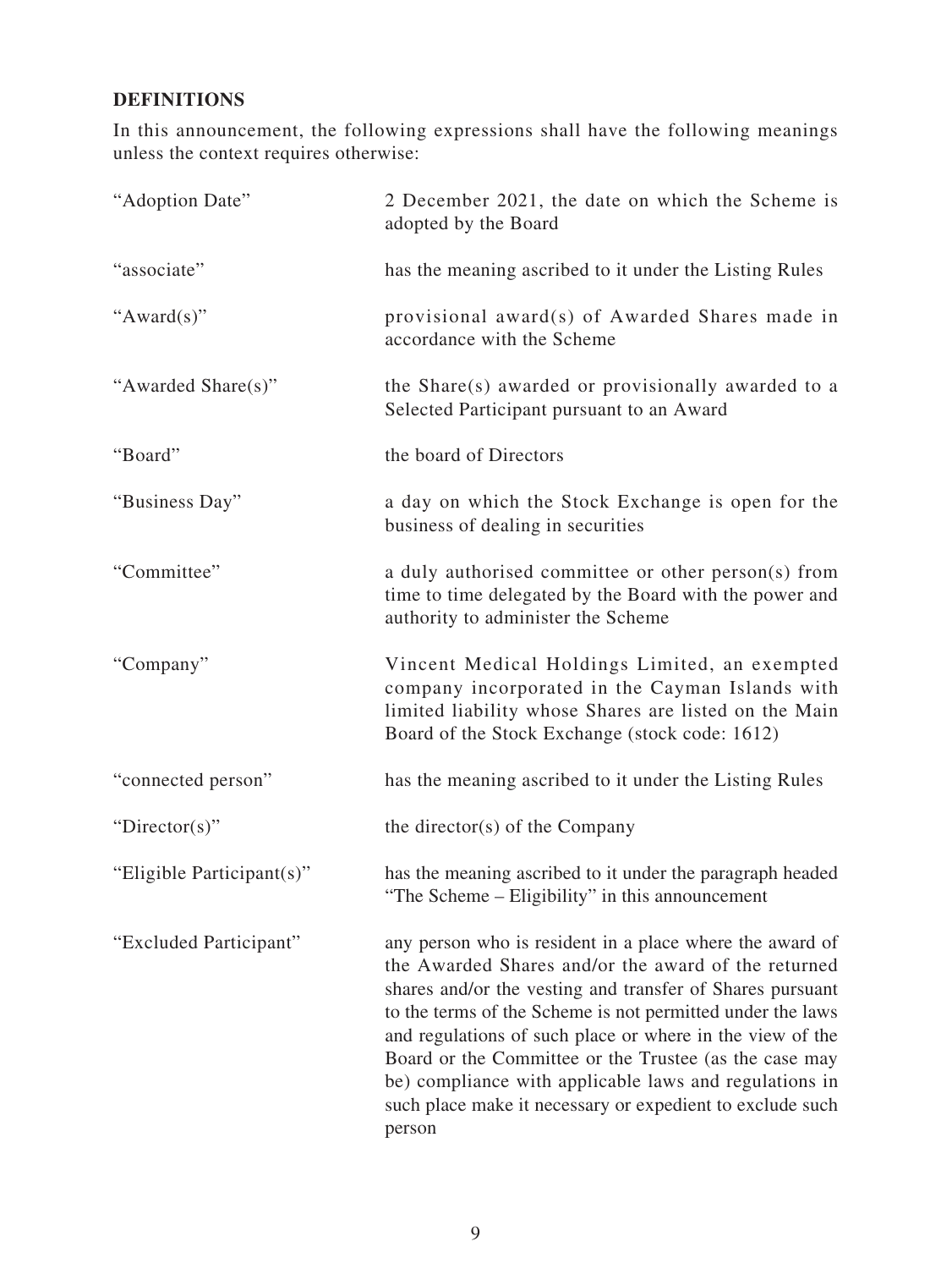## DEFINITIONS

In this announcement, the following expressions shall have the following meanings unless the context requires otherwise:

| | |
|---|---|
| "Adoption Date" | 2 December 2021, the date on which the Scheme is adopted by the Board |
| "associate" | has the meaning ascribed to it under the Listing Rules |
| "Award(s)" | provisional award(s) of Awarded Shares made in accordance with the Scheme |
| "Awarded Share(s)" | the Share(s) awarded or provisionally awarded to a Selected Participant pursuant to an Award |
| "Board" | the board of Directors |
| "Business Day" | a day on which the Stock Exchange is open for the business of dealing in securities |
| "Committee" | a duly authorised committee or other person(s) from time to time delegated by the Board with the power and authority to administer the Scheme |
| "Company" | Vincent Medical Holdings Limited, an exempted company incorporated in the Cayman Islands with limited liability whose Shares are listed on the Main Board of the Stock Exchange (stock code: 1612) |
| "connected person" | has the meaning ascribed to it under the Listing Rules |
| "Director(s)" | the director(s) of the Company |
| "Eligible Participant(s)" | has the meaning ascribed to it under the paragraph headed "The Scheme – Eligibility" in this announcement |
| "Excluded Participant" | any person who is resident in a place where the award of the Awarded Shares and/or the award of the returned shares and/or the vesting and transfer of Shares pursuant to the terms of the Scheme is not permitted under the laws and regulations of such place or where in the view of the Board or the Committee or the Trustee (as the case may be) compliance with applicable laws and regulations in such place make it necessary or expedient to exclude such person |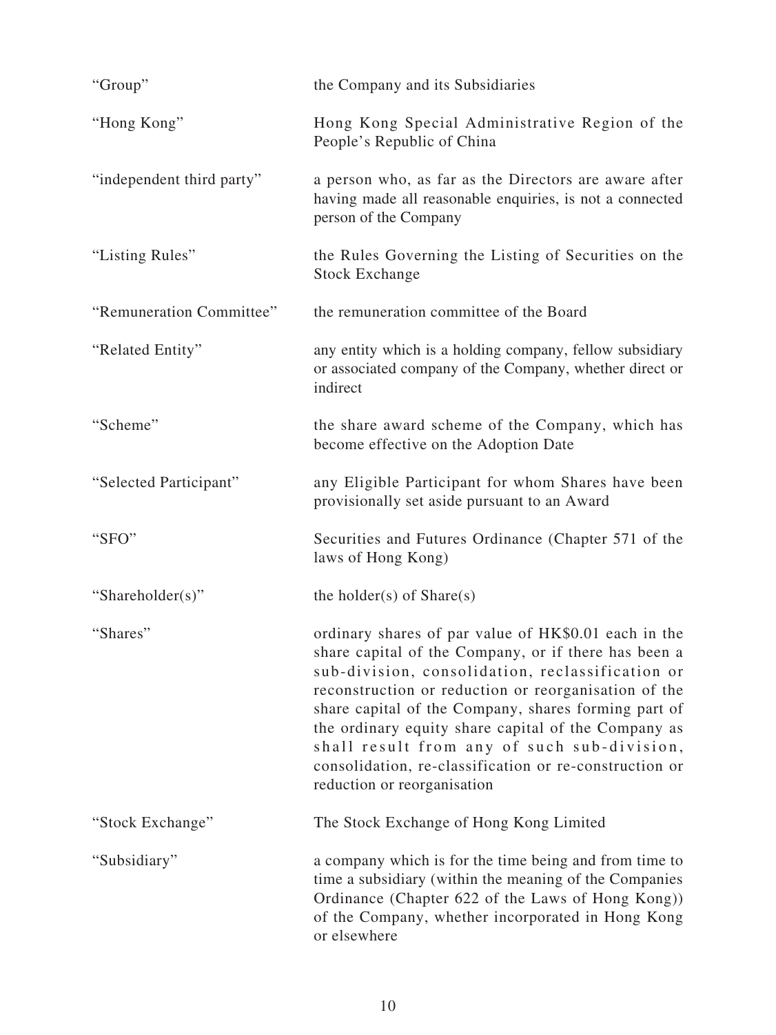| | |
|---|---|
| "Group" | the Company and its Subsidiaries |
| "Hong Kong" | Hong Kong Special Administrative Region of the People's Republic of China |
| "independent third party" | a person who, as far as the Directors are aware after having made all reasonable enquiries, is not a connected person of the Company |
| "Listing Rules" | the Rules Governing the Listing of Securities on the Stock Exchange |
| "Remuneration Committee" | the remuneration committee of the Board |
| "Related Entity" | any entity which is a holding company, fellow subsidiary or associated company of the Company, whether direct or indirect |
| "Scheme" | the share award scheme of the Company, which has become effective on the Adoption Date |
| "Selected Participant" | any Eligible Participant for whom Shares have been provisionally set aside pursuant to an Award |
| "SFO" | Securities and Futures Ordinance (Chapter 571 of the laws of Hong Kong) |
| "Shareholder(s)" | the holder(s) of Share(s) |
| "Shares" | ordinary shares of par value of HK$0.01 each in the share capital of the Company, or if there has been a sub-division, consolidation, reclassification or reconstruction or reduction or reorganisation of the share capital of the Company, shares forming part of the ordinary equity share capital of the Company as shall result from any of such sub-division, consolidation, re-classification or re-construction or reduction or reorganisation |
| "Stock Exchange" | The Stock Exchange of Hong Kong Limited |
| "Subsidiary" | a company which is for the time being and from time to time a subsidiary (within the meaning of the Companies Ordinance (Chapter 622 of the Laws of Hong Kong)) of the Company, whether incorporated in Hong Kong or elsewhere |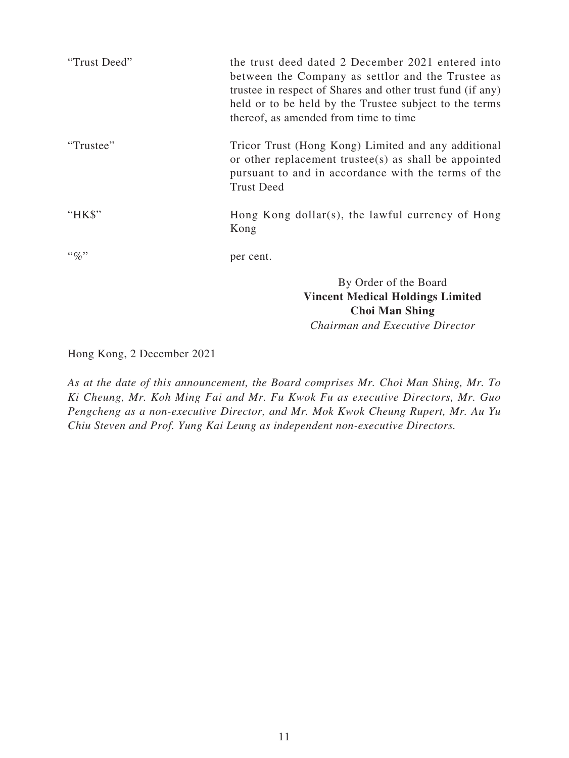| | |
|---|---|
| "Trust Deed" | the trust deed dated 2 December 2021 entered into between the Company as settlor and the Trustee as trustee in respect of Shares and other trust fund (if any) held or to be held by the Trustee subject to the terms thereof, as amended from time to time |
| "Trustee" | Tricor Trust (Hong Kong) Limited and any additional or other replacement trustee(s) as shall be appointed pursuant to and in accordance with the terms of the Trust Deed |
| "HK$" | Hong Kong dollar(s), the lawful currency of Hong Kong |
| "%" | per cent. |

By Order of the Board
**Vincent Medical Holdings Limited**
**Choi Man Shing**
*Chairman and Executive Director*

Hong Kong, 2 December 2021

*As at the date of this announcement, the Board comprises Mr. Choi Man Shing, Mr. To Ki Cheung, Mr. Koh Ming Fai and Mr. Fu Kwok Fu as executive Directors, Mr. Guo Pengcheng as a non-executive Director, and Mr. Mok Kwok Cheung Rupert, Mr. Au Yu Chiu Steven and Prof. Yung Kai Leung as independent non-executive Directors.*